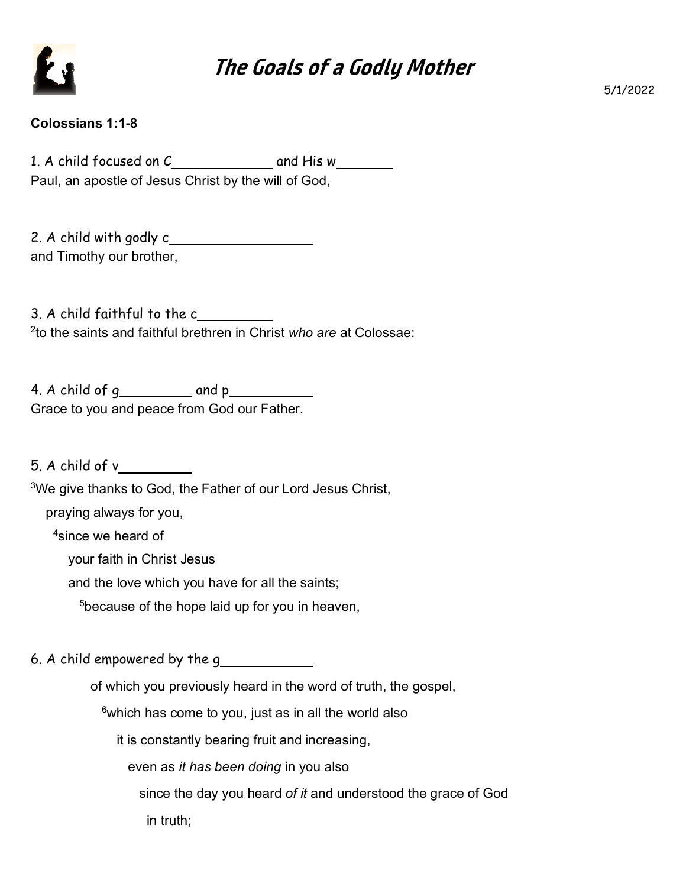# *The Goals of a Godly Mother*

5/1/2022

**Colossians 1:1-8**

1. A child focused on C____________ and His w_______

Paul, an apostle of Jesus Christ by the will of God,

2. A child with godly c_________________

and Timothy our brother,

3. A child faithful to the c_________

[2]to the saints and faithful brethren in Christ *who are* at Colossae:

4. A child of g_________ and p__________

Grace to you and peace from God our Father.

5. A child of v_________

[3]We give thanks to God, the Father of our Lord Jesus Christ,
praying always for you,
[4]since we heard of
your faith in Christ Jesus
and the love which you have for all the saints;
[5]because of the hope laid up for you in heaven,

6. A child empowered by the g___________

of which you previously heard in the word of truth, the gospel,
[6]which has come to you, just as in all the world also
it is constantly bearing fruit and increasing,
even as *it has been doing* in you also
since the day you heard *of it* and understood the grace of God
in truth;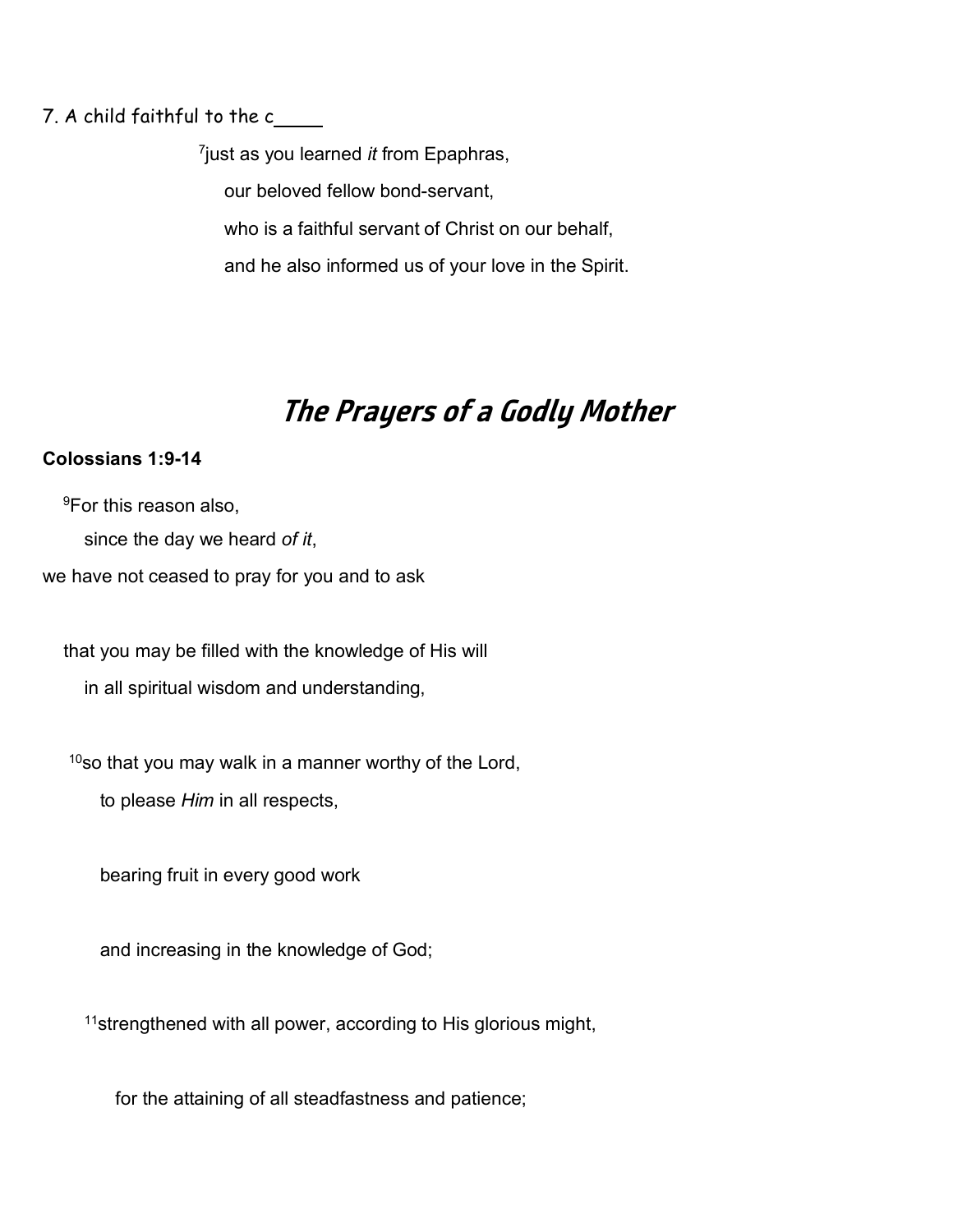7. A child faithful to the c____

[7]just as you learned *it* from Epaphras,

our beloved fellow bond-servant,

who is a faithful servant of Christ on our behalf,

and he also informed us of your love in the Spirit.

# *The Prayers of a Godly Mother*

**Colossians 1:9-14**

[9]For this reason also,

since the day we heard *of it*,

we have not ceased to pray for you and to ask

that you may be filled with the knowledge of His will

in all spiritual wisdom and understanding,

[10]so that you may walk in a manner worthy of the Lord,

to please *Him* in all respects,

bearing fruit in every good work

and increasing in the knowledge of God;

[11]strengthened with all power, according to His glorious might,

for the attaining of all steadfastness and patience;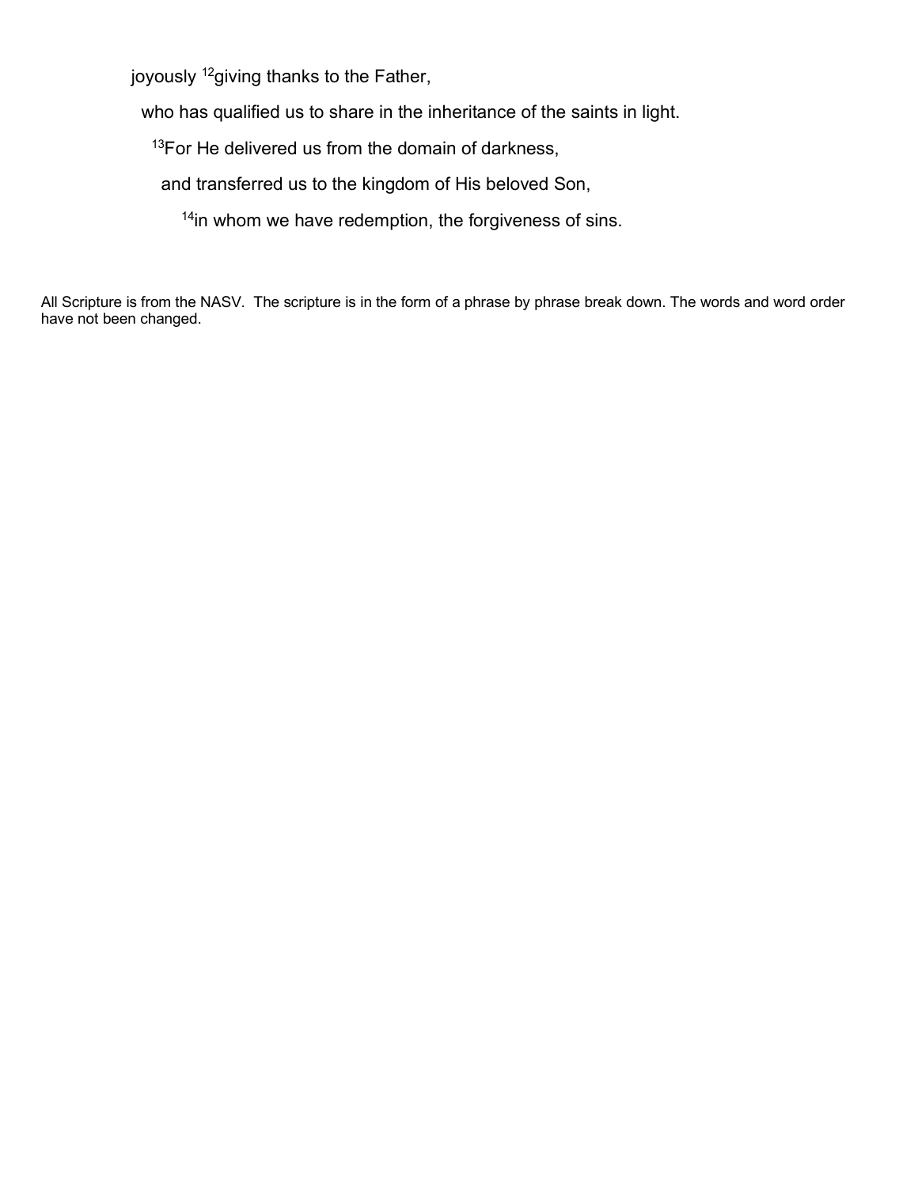joyously [12]giving thanks to the Father,

who has qualified us to share in the inheritance of the saints in light.

[13]For He delivered us from the domain of darkness,

and transferred us to the kingdom of His beloved Son,

[14]in whom we have redemption, the forgiveness of sins.

All Scripture is from the NASV. The scripture is in the form of a phrase by phrase break down. The words and word order have not been changed.